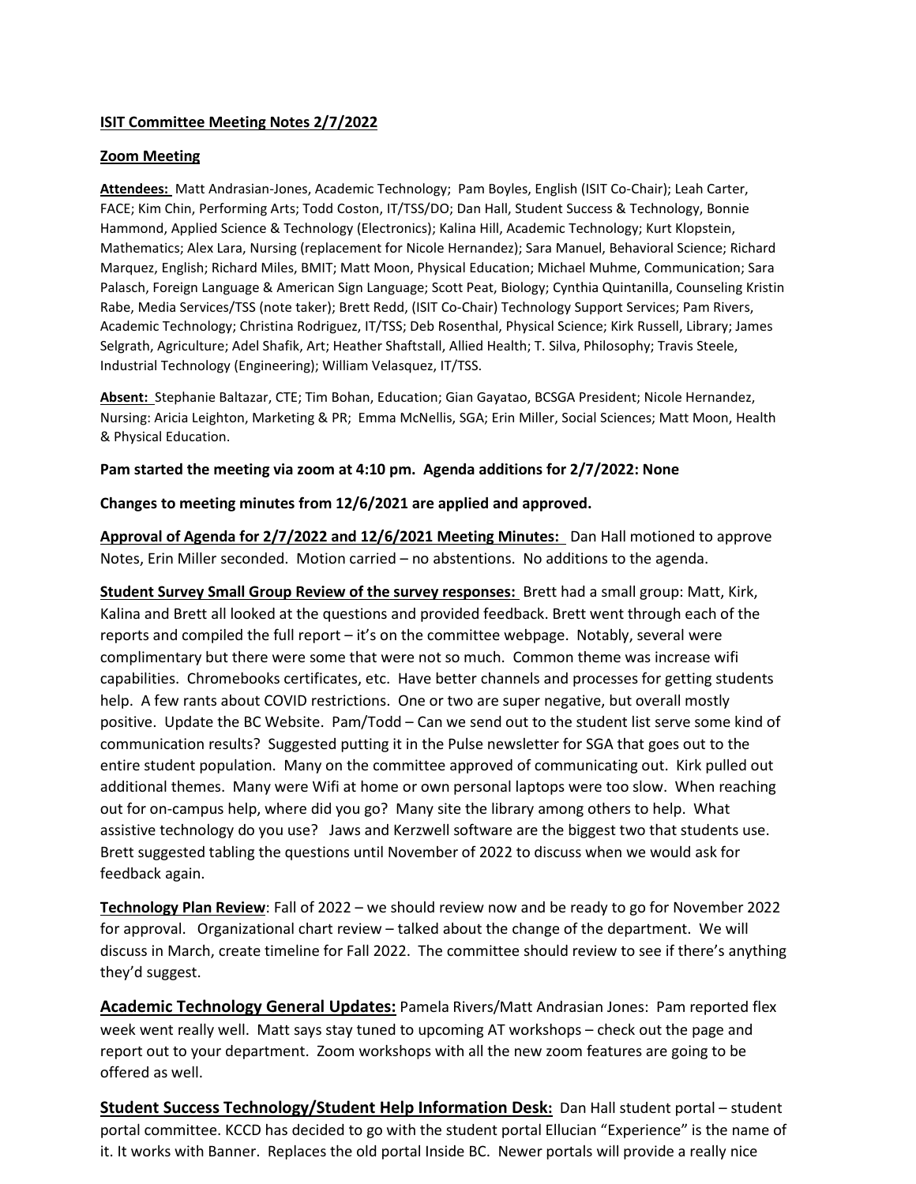**ISIT Committee Meeting Notes 2/7/2022**

**Zoom Meeting**

**Attendees:** Matt Andrasian-Jones, Academic Technology; Pam Boyles, English (ISIT Co-Chair); Leah Carter, FACE; Kim Chin, Performing Arts; Todd Coston, IT/TSS/DO; Dan Hall, Student Success & Technology, Bonnie Hammond, Applied Science & Technology (Electronics); Kalina Hill, Academic Technology; Kurt Klopstein, Mathematics; Alex Lara, Nursing (replacement for Nicole Hernandez); Sara Manuel, Behavioral Science; Richard Marquez, English; Richard Miles, BMIT; Matt Moon, Physical Education; Michael Muhme, Communication; Sara Palasch, Foreign Language & American Sign Language; Scott Peat, Biology; Cynthia Quintanilla, Counseling Kristin Rabe, Media Services/TSS (note taker); Brett Redd, (ISIT Co-Chair) Technology Support Services; Pam Rivers, Academic Technology; Christina Rodriguez, IT/TSS; Deb Rosenthal, Physical Science; Kirk Russell, Library; James Selgrath, Agriculture; Adel Shafik, Art; Heather Shaftstall, Allied Health; T. Silva, Philosophy; Travis Steele, Industrial Technology (Engineering); William Velasquez, IT/TSS.

**Absent:** Stephanie Baltazar, CTE; Tim Bohan, Education; Gian Gayatao, BCSGA President; Nicole Hernandez, Nursing: Aricia Leighton, Marketing & PR; Emma McNellis, SGA; Erin Miller, Social Sciences; Matt Moon, Health & Physical Education.

**Pam started the meeting via zoom at 4:10 pm. Agenda additions for 2/7/2022: None**

**Changes to meeting minutes from 12/6/2021 are applied and approved.**

**Approval of Agenda for 2/7/2022 and 12/6/2021 Meeting Minutes:** Dan Hall motioned to approve Notes, Erin Miller seconded. Motion carried – no abstentions. No additions to the agenda.

**Student Survey Small Group Review of the survey responses:** Brett had a small group: Matt, Kirk, Kalina and Brett all looked at the questions and provided feedback. Brett went through each of the reports and compiled the full report – it's on the committee webpage. Notably, several were complimentary but there were some that were not so much. Common theme was increase wifi capabilities. Chromebooks certificates, etc. Have better channels and processes for getting students help. A few rants about COVID restrictions. One or two are super negative, but overall mostly positive. Update the BC Website. Pam/Todd – Can we send out to the student list serve some kind of communication results? Suggested putting it in the Pulse newsletter for SGA that goes out to the entire student population. Many on the committee approved of communicating out. Kirk pulled out additional themes. Many were Wifi at home or own personal laptops were too slow. When reaching out for on-campus help, where did you go? Many site the library among others to help. What assistive technology do you use? Jaws and Kerzwell software are the biggest two that students use. Brett suggested tabling the questions until November of 2022 to discuss when we would ask for feedback again.

**Technology Plan Review**: Fall of 2022 – we should review now and be ready to go for November 2022 for approval. Organizational chart review – talked about the change of the department. We will discuss in March, create timeline for Fall 2022. The committee should review to see if there's anything they'd suggest.

**Academic Technology General Updates:** Pamela Rivers/Matt Andrasian Jones: Pam reported flex week went really well. Matt says stay tuned to upcoming AT workshops – check out the page and report out to your department. Zoom workshops with all the new zoom features are going to be offered as well.

**Student Success Technology/Student Help Information Desk:** Dan Hall student portal – student portal committee. KCCD has decided to go with the student portal Ellucian "Experience" is the name of it. It works with Banner. Replaces the old portal Inside BC. Newer portals will provide a really nice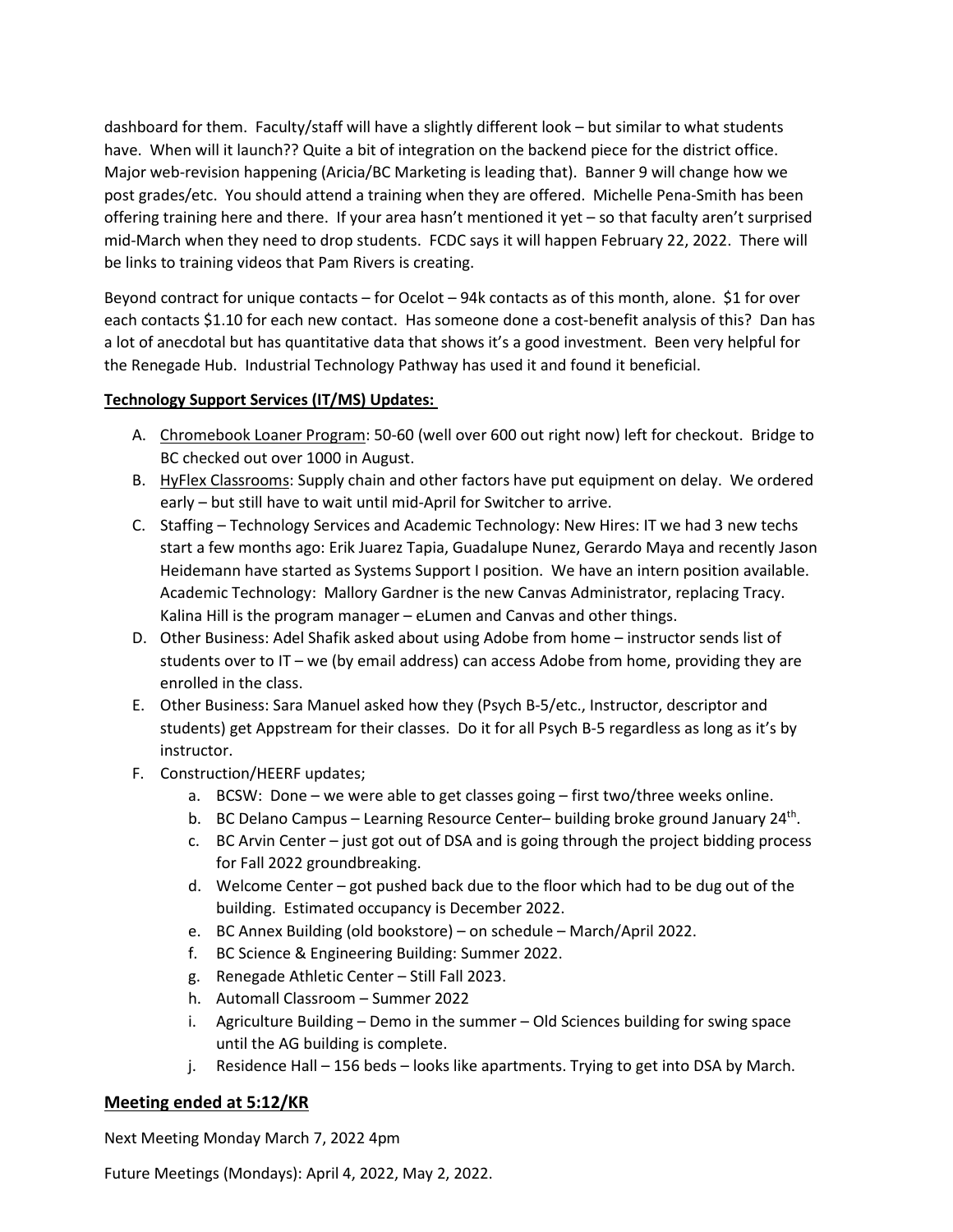dashboard for them. Faculty/staff will have a slightly different look – but similar to what students have. When will it launch?? Quite a bit of integration on the backend piece for the district office. Major web-revision happening (Aricia/BC Marketing is leading that). Banner 9 will change how we post grades/etc. You should attend a training when they are offered. Michelle Pena-Smith has been offering training here and there. If your area hasn't mentioned it yet – so that faculty aren't surprised mid-March when they need to drop students. FCDC says it will happen February 22, 2022. There will be links to training videos that Pam Rivers is creating.

Beyond contract for unique contacts – for Ocelot – 94k contacts as of this month, alone. $1 for over each contacts $1.10 for each new contact. Has someone done a cost-benefit analysis of this? Dan has a lot of anecdotal but has quantitative data that shows it's a good investment. Been very helpful for the Renegade Hub. Industrial Technology Pathway has used it and found it beneficial.

**Technology Support Services (IT/MS) Updates:**

A. Chromebook Loaner Program: 50-60 (well over 600 out right now) left for checkout. Bridge to BC checked out over 1000 in August.
B. HyFlex Classrooms: Supply chain and other factors have put equipment on delay. We ordered early – but still have to wait until mid-April for Switcher to arrive.
C. Staffing – Technology Services and Academic Technology: New Hires: IT we had 3 new techs start a few months ago: Erik Juarez Tapia, Guadalupe Nunez, Gerardo Maya and recently Jason Heidemann have started as Systems Support I position. We have an intern position available. Academic Technology: Mallory Gardner is the new Canvas Administrator, replacing Tracy. Kalina Hill is the program manager – eLumen and Canvas and other things.
D. Other Business: Adel Shafik asked about using Adobe from home – instructor sends list of students over to IT – we (by email address) can access Adobe from home, providing they are enrolled in the class.
E. Other Business: Sara Manuel asked how they (Psych B-5/etc., Instructor, descriptor and students) get Appstream for their classes. Do it for all Psych B-5 regardless as long as it's by instructor.
F. Construction/HEERF updates;
    a. BCSW: Done – we were able to get classes going – first two/three weeks online.
    b. BC Delano Campus – Learning Resource Center– building broke ground January 24th.
    c. BC Arvin Center – just got out of DSA and is going through the project bidding process for Fall 2022 groundbreaking.
    d. Welcome Center – got pushed back due to the floor which had to be dug out of the building. Estimated occupancy is December 2022.
    e. BC Annex Building (old bookstore) – on schedule – March/April 2022.
    f. BC Science & Engineering Building: Summer 2022.
    g. Renegade Athletic Center – Still Fall 2023.
    h. Automall Classroom – Summer 2022
    i. Agriculture Building – Demo in the summer – Old Sciences building for swing space until the AG building is complete.
    j. Residence Hall – 156 beds – looks like apartments. Trying to get into DSA by March.

## Meeting ended at 5:12/KR

Next Meeting Monday March 7, 2022 4pm

Future Meetings (Mondays): April 4, 2022, May 2, 2022.